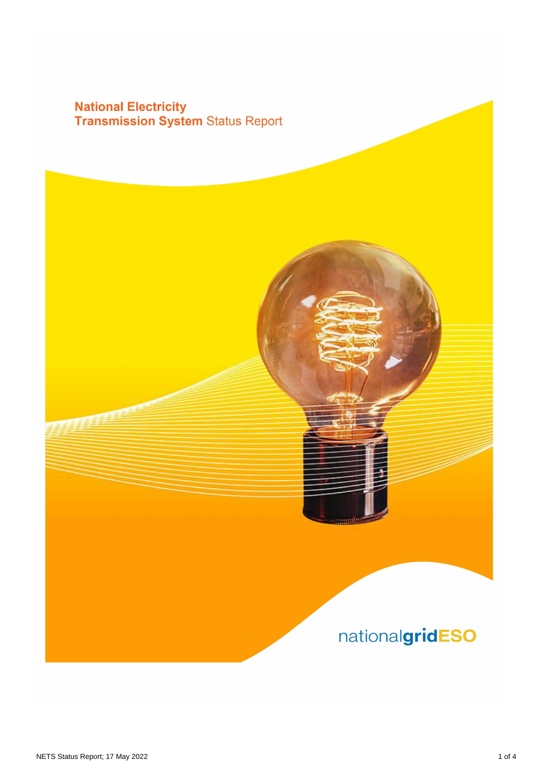# National Electricity Transmission System Status Report

nationalgridESO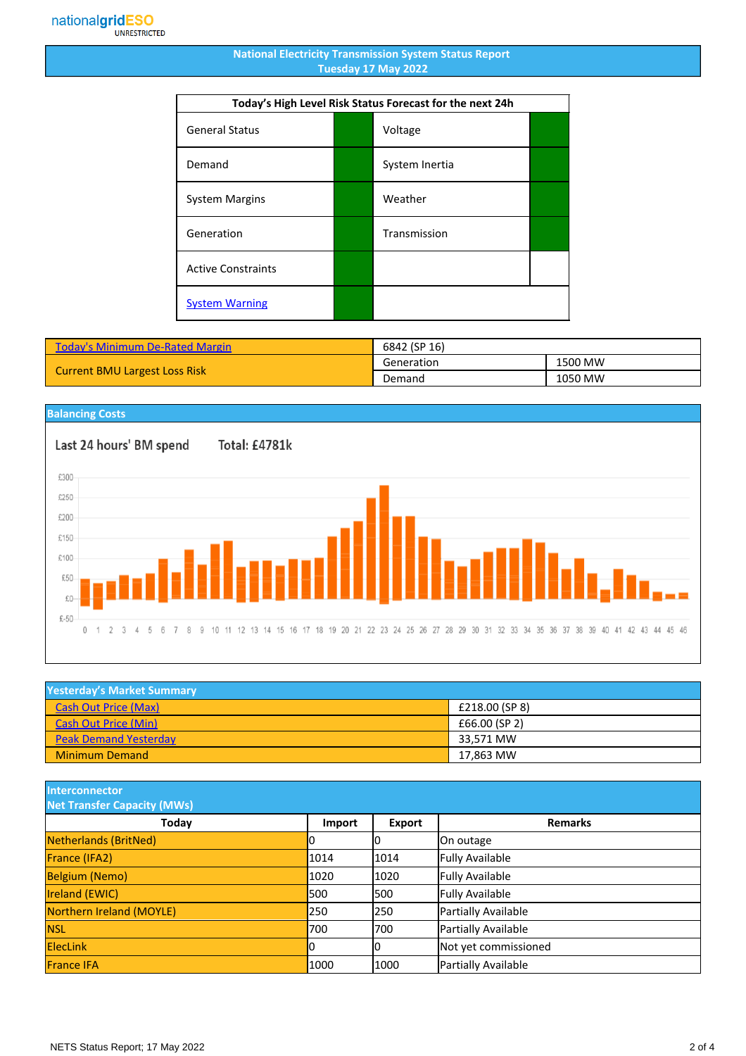nationalgridESO
UNRESTRICTED

# National Electricity Transmission System Status Report
## Tuesday 17 May 2022

| Today's High Level Risk Status Forecast for the next 24h | | | |
|---|---|---|---|
| General Status | | Voltage | |
| Demand | | System Inertia | |
| System Margins | | Weather | |
| Generation | | Transmission | |
| Active Constraints | | | |
| System Warning | | | |

| Today's Minimum De-Rated Margin | 6842 (SP 16) | |
|---|---|---|
| Current BMU Largest Loss Risk | Generation | 1500 MW |
| | Demand | 1050 MW |

## Balancing Costs

Last 24 hours' BM spend Total: £4781k

## Yesterday's Market Summary

| | |
|---|---|
| Cash Out Price (Max) | £218.00 (SP 8) |
| Cash Out Price (Min) | £66.00 (SP 2) |
| Peak Demand Yesterday | 33,571 MW |
| Minimum Demand | 17,863 MW |

## Interconnector
## Net Transfer Capacity (MWs)

| Today | Import | Export | Remarks |
|---|---|---|---|
| Netherlands (BritNed) | 0 | 0 | On outage |
| France (IFA2) | 1014 | 1014 | Fully Available |
| Belgium (Nemo) | 1020 | 1020 | Fully Available |
| Ireland (EWIC) | 500 | 500 | Fully Available |
| Northern Ireland (MOYLE) | 250 | 250 | Partially Available |
| NSL | 700 | 700 | Partially Available |
| ElecLink | 0 | 0 | Not yet commissioned |
| France IFA | 1000 | 1000 | Partially Available |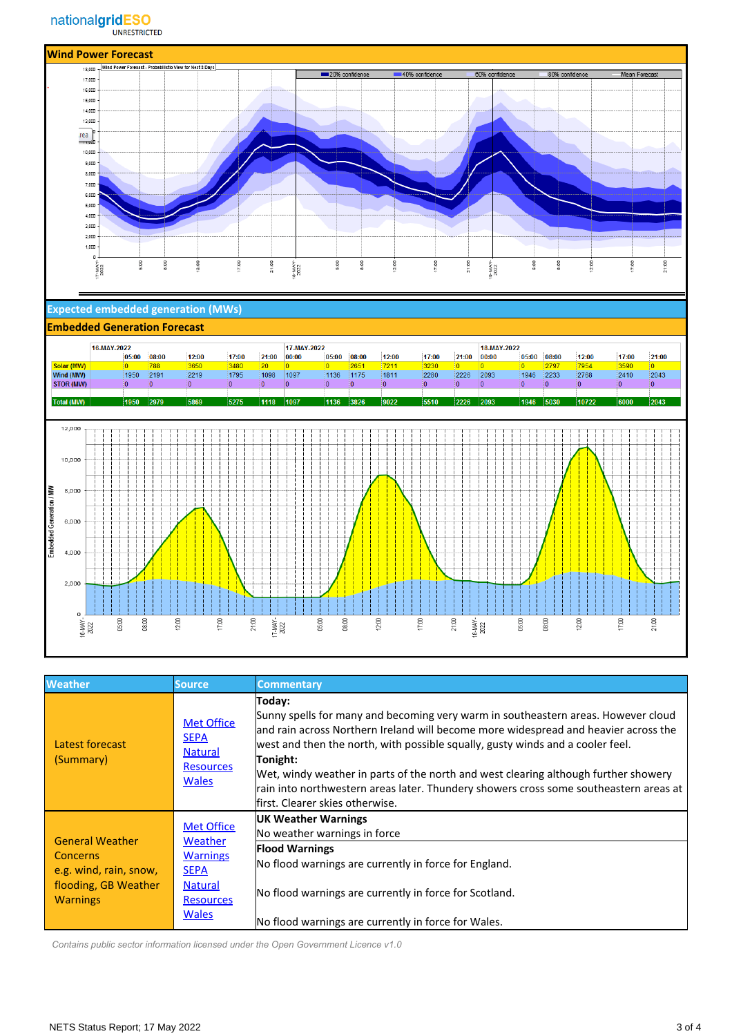## Wind Power Forecast

## Expected embedded generation (MWs)

### Embedded Generation Forecast

| | 16-MAY-2022 | | | | | 17-MAY-2022 | | | | | | 18-MAY-2022 | | | | | |
|---|---|---|---|---|---|---|---|---|---|---|---|---|---|---|---|---|---|
| | 05:00 | 08:00 | 12:00 | 17:00 | 21:00 | 00:00 | 05:00 | 08:00 | 12:00 | 17:00 | 21:00 | 00:00 | 05:00 | 08:00 | 12:00 | 17:00 | 21:00 |
| Solar (MW) | 0 | 788 | 3650 | 3480 | 20 | 0 | 0 | 2651 | 7211 | 3230 | 0 | 0 | 0 | 2797 | 7954 | 3590 | 0 |
| Wind (MW) | 1950 | 2191 | 2219 | 1795 | 1098 | 1097 | 1136 | 1175 | 1811 | 2280 | 2226 | 2093 | 1946 | 2233 | 2768 | 2410 | 2043 |
| STOR (MW) | 0 | 0 | 0 | 0 | 0 | 0 | 0 | 0 | 0 | 0 | 0 | 0 | 0 | 0 | 0 | 0 | 0 |
| Total (MW) | 1950 | 2979 | 5869 | 5275 | 1118 | 1097 | 1136 | 3826 | 9022 | 5510 | 2226 | 2093 | 1946 | 5030 | 10722 | 6000 | 2043 |

| Weather | Source | Commentary |
|---|---|---|
| Latest forecast (Summary) | Met Office<br>SEPA<br>Natural Resources Wales | **Today:**<br>Sunny spells for many and becoming very warm in southeastern areas. However cloud and rain across Northern Ireland will become more widespread and heavier across the west and then the north, with possible squally, gusty winds and a cooler feel.<br>**Tonight:**<br>Wet, windy weather in parts of the north and west clearing although further showery rain into northwestern areas later. Thundery showers cross some southeastern areas at first. Clearer skies otherwise. |
| General Weather Concerns e.g. wind, rain, snow, flooding, GB Weather Warnings | Met Office Weather Warnings<br>SEPA<br>Natural Resources Wales | **UK Weather Warnings**<br>No weather warnings in force<br>**Flood Warnings**<br>No flood warnings are currently in force for England.<br>No flood warnings are currently in force for Scotland.<br>No flood warnings are currently in force for Wales. |

*Contains public sector information licensed under the Open Government Licence v1.0*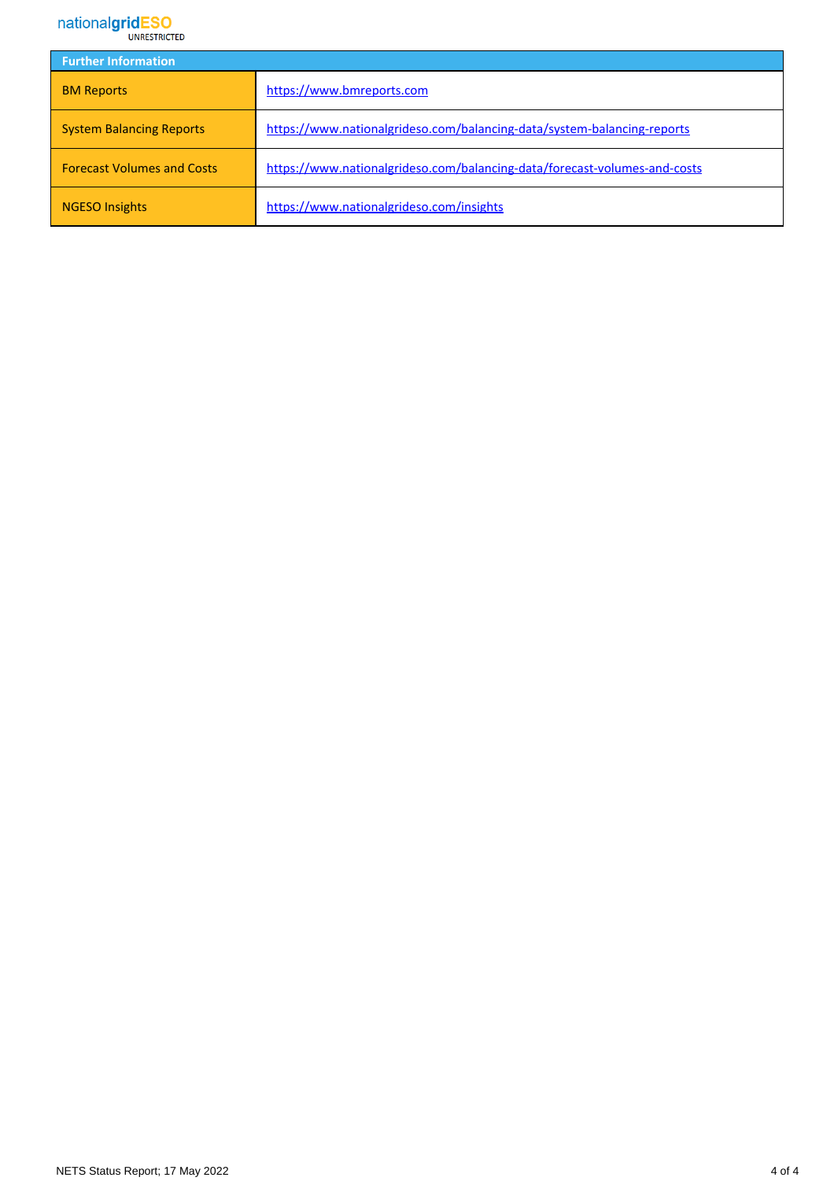| Further Information | |
|---|---|
| BM Reports | https://www.bmreports.com |
| System Balancing Reports | https://www.nationalgrideso.com/balancing-data/system-balancing-reports |
| Forecast Volumes and Costs | https://www.nationalgrideso.com/balancing-data/forecast-volumes-and-costs |
| NGESO Insights | https://www.nationalgrideso.com/insights |